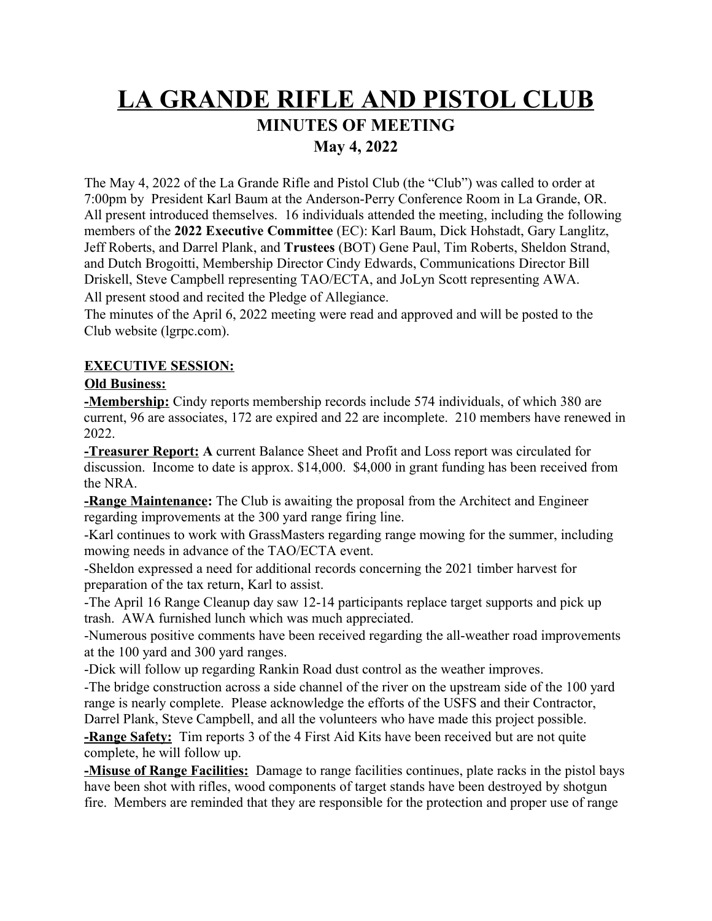# LA GRANDE RIFLE AND PISTOL CLUB

## MINUTES OF MEETING

### May 4, 2022

The May 4, 2022 of the La Grande Rifle and Pistol Club (the "Club") was called to order at 7:00pm by President Karl Baum at the Anderson-Perry Conference Room in La Grande, OR. All present introduced themselves. 16 individuals attended the meeting, including the following members of the **2022 Executive Committee** (EC): Karl Baum, Dick Hohstadt, Gary Langlitz, Jeff Roberts, and Darrel Plank, and **Trustees** (BOT) Gene Paul, Tim Roberts, Sheldon Strand, and Dutch Brogoitti, Membership Director Cindy Edwards, Communications Director Bill Driskell, Steve Campbell representing TAO/ECTA, and JoLyn Scott representing AWA.

All present stood and recited the Pledge of Allegiance.

The minutes of the April 6, 2022 meeting were read and approved and will be posted to the Club website (lgrpc.com).

**EXECUTIVE SESSION:**

**Old Business:**

**-Membership:** Cindy reports membership records include 574 individuals, of which 380 are current, 96 are associates, 172 are expired and 22 are incomplete. 210 members have renewed in 2022.

**-Treasurer Report: A** current Balance Sheet and Profit and Loss report was circulated for discussion. Income to date is approx. $14,000. $4,000 in grant funding has been received from the NRA.

**-Range Maintenance:** The Club is awaiting the proposal from the Architect and Engineer regarding improvements at the 300 yard range firing line.

-Karl continues to work with GrassMasters regarding range mowing for the summer, including mowing needs in advance of the TAO/ECTA event.

-Sheldon expressed a need for additional records concerning the 2021 timber harvest for preparation of the tax return, Karl to assist.

-The April 16 Range Cleanup day saw 12-14 participants replace target supports and pick up trash. AWA furnished lunch which was much appreciated.

-Numerous positive comments have been received regarding the all-weather road improvements at the 100 yard and 300 yard ranges.

-Dick will follow up regarding Rankin Road dust control as the weather improves.

-The bridge construction across a side channel of the river on the upstream side of the 100 yard range is nearly complete. Please acknowledge the efforts of the USFS and their Contractor, Darrel Plank, Steve Campbell, and all the volunteers who have made this project possible.

**-Range Safety:** Tim reports 3 of the 4 First Aid Kits have been received but are not quite complete, he will follow up.

**-Misuse of Range Facilities:** Damage to range facilities continues, plate racks in the pistol bays have been shot with rifles, wood components of target stands have been destroyed by shotgun fire. Members are reminded that they are responsible for the protection and proper use of range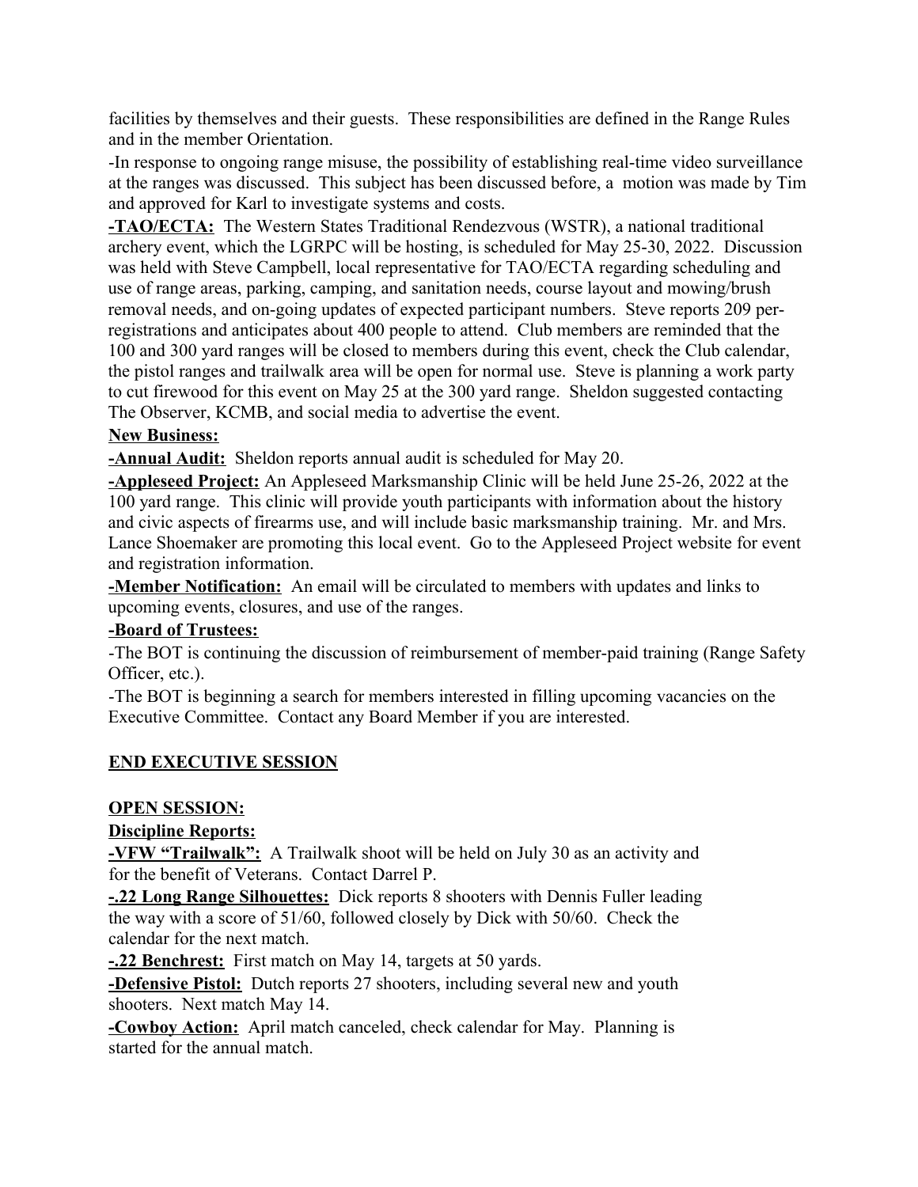facilities by themselves and their guests. These responsibilities are defined in the Range Rules and in the member Orientation.

-In response to ongoing range misuse, the possibility of establishing real-time video surveillance at the ranges was discussed. This subject has been discussed before, a motion was made by Tim and approved for Karl to investigate systems and costs.

**-TAO/ECTA:** The Western States Traditional Rendezvous (WSTR), a national traditional archery event, which the LGRPC will be hosting, is scheduled for May 25-30, 2022. Discussion was held with Steve Campbell, local representative for TAO/ECTA regarding scheduling and use of range areas, parking, camping, and sanitation needs, course layout and mowing/brush removal needs, and on-going updates of expected participant numbers. Steve reports 209 per-registrations and anticipates about 400 people to attend. Club members are reminded that the 100 and 300 yard ranges will be closed to members during this event, check the Club calendar, the pistol ranges and trailwalk area will be open for normal use. Steve is planning a work party to cut firewood for this event on May 25 at the 300 yard range. Sheldon suggested contacting The Observer, KCMB, and social media to advertise the event.

**New Business:**

**-Annual Audit:** Sheldon reports annual audit is scheduled for May 20.

**-Appleseed Project:** An Appleseed Marksmanship Clinic will be held June 25-26, 2022 at the 100 yard range. This clinic will provide youth participants with information about the history and civic aspects of firearms use, and will include basic marksmanship training. Mr. and Mrs. Lance Shoemaker are promoting this local event. Go to the Appleseed Project website for event and registration information.

**-Member Notification:** An email will be circulated to members with updates and links to upcoming events, closures, and use of the ranges.

**-Board of Trustees:**

-The BOT is continuing the discussion of reimbursement of member-paid training (Range Safety Officer, etc.).

-The BOT is beginning a search for members interested in filling upcoming vacancies on the Executive Committee. Contact any Board Member if you are interested.

**END EXECUTIVE SESSION**

**OPEN SESSION:**

**Discipline Reports:**

**-VFW "Trailwalk":** A Trailwalk shoot will be held on July 30 as an activity and for the benefit of Veterans. Contact Darrel P.

**-.22 Long Range Silhouettes:** Dick reports 8 shooters with Dennis Fuller leading the way with a score of 51/60, followed closely by Dick with 50/60. Check the calendar for the next match.

**-.22 Benchrest:** First match on May 14, targets at 50 yards.

**-Defensive Pistol:** Dutch reports 27 shooters, including several new and youth shooters. Next match May 14.

**-Cowboy Action:** April match canceled, check calendar for May. Planning is started for the annual match.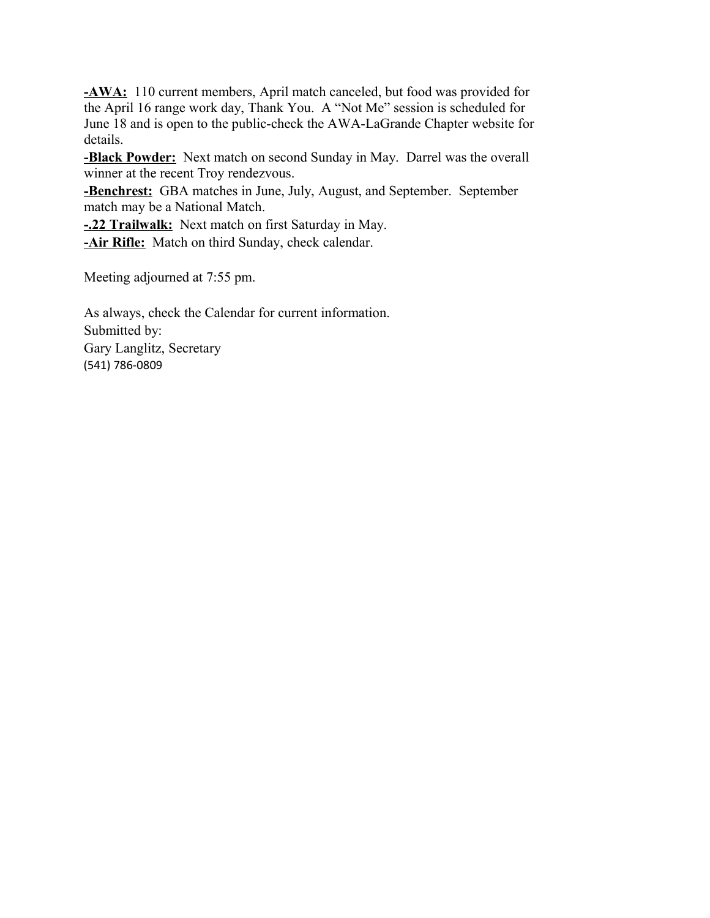**-AWA:** 110 current members, April match canceled, but food was provided for the April 16 range work day, Thank You. A "Not Me" session is scheduled for June 18 and is open to the public-check the AWA-LaGrande Chapter website for details.

**-Black Powder:** Next match on second Sunday in May. Darrel was the overall winner at the recent Troy rendezvous.

**-Benchrest:** GBA matches in June, July, August, and September. September match may be a National Match.

**-.22 Trailwalk:** Next match on first Saturday in May.

**-Air Rifle:** Match on third Sunday, check calendar.

Meeting adjourned at 7:55 pm.

As always, check the Calendar for current information.
Submitted by:
Gary Langlitz, Secretary
(541) 786-0809